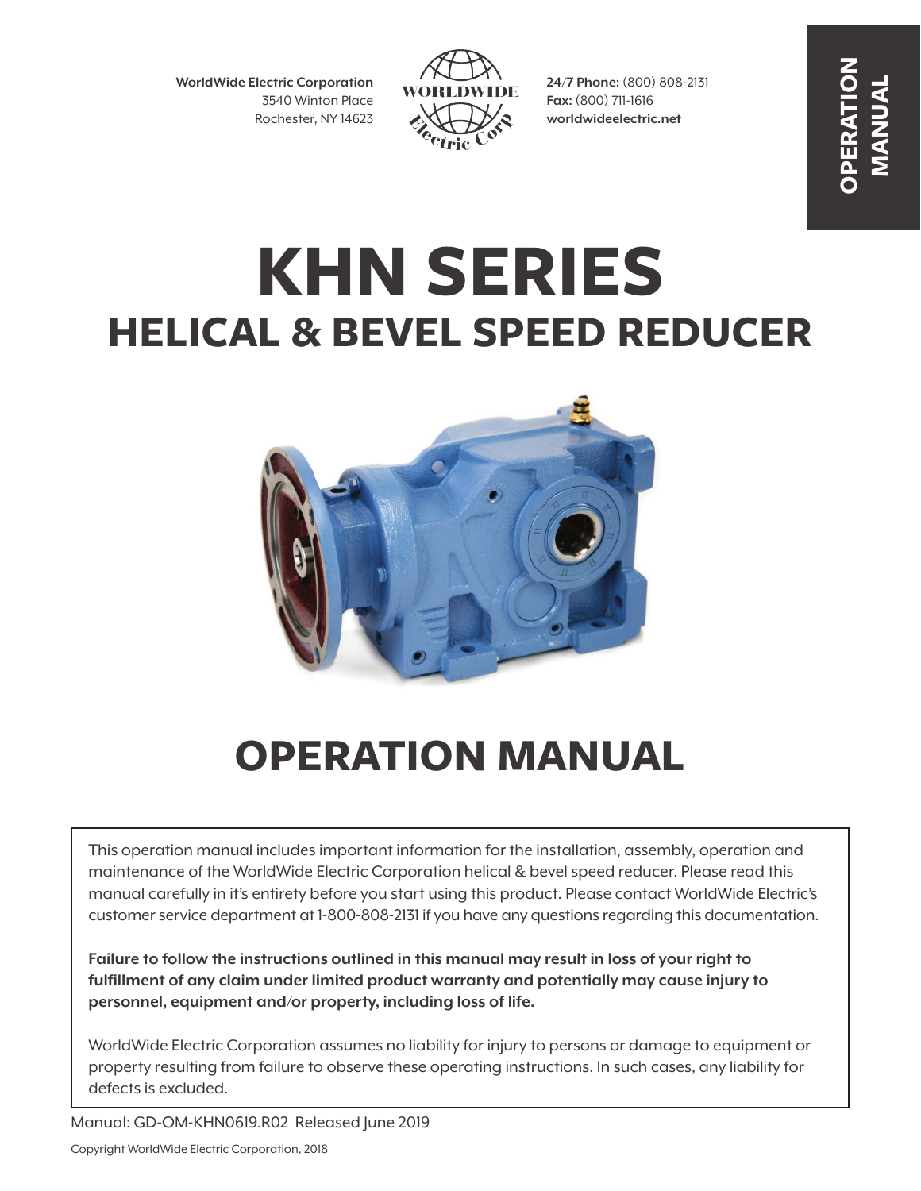**WorldWide Electric Corporation**
3540 Winton Place
Rochester, NY 14623

**24/7 Phone:** (800) 808-2131
**Fax:** (800) 711-1616
**worldwideelectric.net**

**OPERATION MANUAL**

# KHN SERIES

## HELICAL & BEVEL SPEED REDUCER

# OPERATION MANUAL

This operation manual includes important information for the installation, assembly, operation and maintenance of the WorldWide Electric Corporation helical & bevel speed reducer. Please read this manual carefully in it's entirety before you start using this product. Please contact WorldWide Electric's customer service department at 1-800-808-2131 if you have any questions regarding this documentation.

**Failure to follow the instructions outlined in this manual may result in loss of your right to fulfillment of any claim under limited product warranty and potentially may cause injury to personnel, equipment and/or property, including loss of life.**

WorldWide Electric Corporation assumes no liability for injury to persons or damage to equipment or property resulting from failure to observe these operating instructions. In such cases, any liability for defects is excluded.

Manual: GD-OM-KHN0619.R02 Released June 2019

Copyright WorldWide Electric Corporation, 2018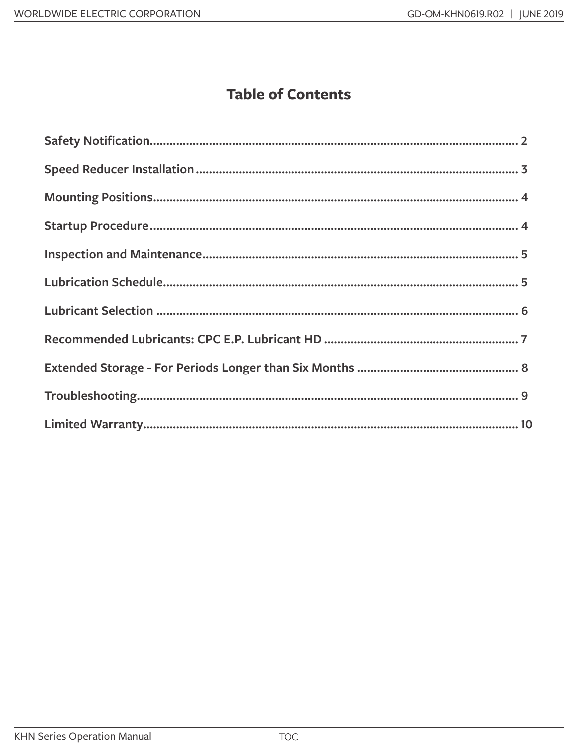# Table of Contents

| Section | Page |
|---|---|
| Safety Notification | 2 |
| Speed Reducer Installation | 3 |
| Mounting Positions | 4 |
| Startup Procedure | 4 |
| Inspection and Maintenance | 5 |
| Lubrication Schedule | 5 |
| Lubricant Selection | 6 |
| Recommended Lubricants: CPC E.P. Lubricant HD | 7 |
| Extended Storage - For Periods Longer than Six Months | 8 |
| Troubleshooting | 9 |
| Limited Warranty | 10 |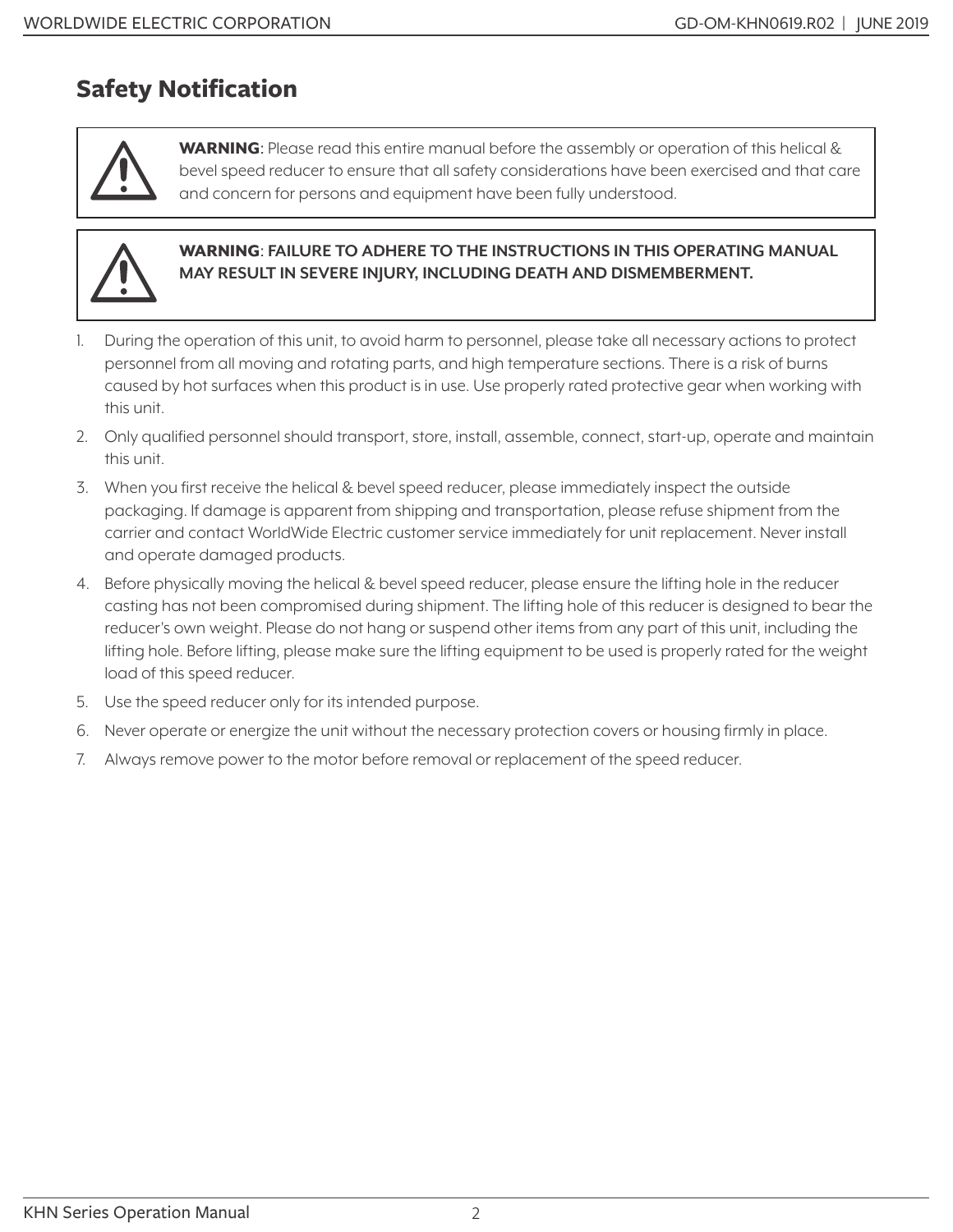## Safety Notification

> **WARNING**: Please read this entire manual before the assembly or operation of this helical & bevel speed reducer to ensure that all safety considerations have been exercised and that care and concern for persons and equipment have been fully understood.

> **WARNING**: **FAILURE TO ADHERE TO THE INSTRUCTIONS IN THIS OPERATING MANUAL MAY RESULT IN SEVERE INJURY, INCLUDING DEATH AND DISMEMBERMENT.**

1. During the operation of this unit, to avoid harm to personnel, please take all necessary actions to protect personnel from all moving and rotating parts, and high temperature sections. There is a risk of burns caused by hot surfaces when this product is in use. Use properly rated protective gear when working with this unit.
2. Only qualified personnel should transport, store, install, assemble, connect, start-up, operate and maintain this unit.
3. When you first receive the helical & bevel speed reducer, please immediately inspect the outside packaging. If damage is apparent from shipping and transportation, please refuse shipment from the carrier and contact WorldWide Electric customer service immediately for unit replacement. Never install and operate damaged products.
4. Before physically moving the helical & bevel speed reducer, please ensure the lifting hole in the reducer casting has not been compromised during shipment. The lifting hole of this reducer is designed to bear the reducer's own weight. Please do not hang or suspend other items from any part of this unit, including the lifting hole. Before lifting, please make sure the lifting equipment to be used is properly rated for the weight load of this speed reducer.
5. Use the speed reducer only for its intended purpose.
6. Never operate or energize the unit without the necessary protection covers or housing firmly in place.
7. Always remove power to the motor before removal or replacement of the speed reducer.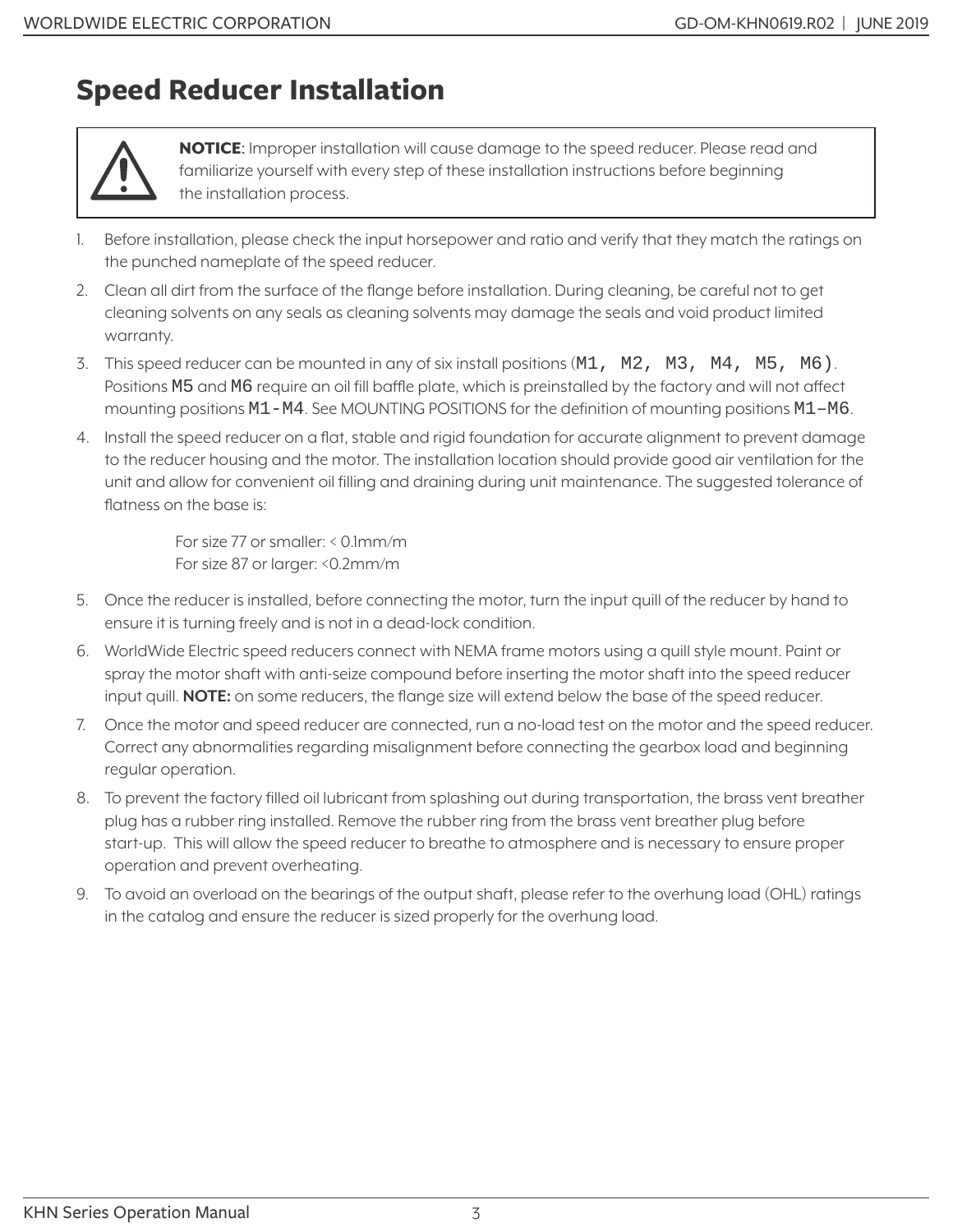# Speed Reducer Installation

> **NOTICE**: Improper installation will cause damage to the speed reducer. Please read and familiarize yourself with every step of these installation instructions before beginning the installation process.

1. Before installation, please check the input horsepower and ratio and verify that they match the ratings on the punched nameplate of the speed reducer.
2. Clean all dirt from the surface of the flange before installation. During cleaning, be careful not to get cleaning solvents on any seals as cleaning solvents may damage the seals and void product limited warranty.
3. This speed reducer can be mounted in any of six install positions (M1, M2, M3, M4, M5, M6). Positions M5 and M6 require an oil fill baffle plate, which is preinstalled by the factory and will not affect mounting positions M1-M4. See MOUNTING POSITIONS for the definition of mounting positions M1–M6.
4. Install the speed reducer on a flat, stable and rigid foundation for accurate alignment to prevent damage to the reducer housing and the motor. The installation location should provide good air ventilation for the unit and allow for convenient oil filling and draining during unit maintenance. The suggested tolerance of flatness on the base is:

   For size 77 or smaller: < 0.1mm/m
   For size 87 or larger: <0.2mm/m

5. Once the reducer is installed, before connecting the motor, turn the input quill of the reducer by hand to ensure it is turning freely and is not in a dead-lock condition.
6. WorldWide Electric speed reducers connect with NEMA frame motors using a quill style mount. Paint or spray the motor shaft with anti-seize compound before inserting the motor shaft into the speed reducer input quill. **NOTE:** on some reducers, the flange size will extend below the base of the speed reducer.
7. Once the motor and speed reducer are connected, run a no-load test on the motor and the speed reducer. Correct any abnormalities regarding misalignment before connecting the gearbox load and beginning regular operation.
8. To prevent the factory filled oil lubricant from splashing out during transportation, the brass vent breather plug has a rubber ring installed. Remove the rubber ring from the brass vent breather plug before start-up. This will allow the speed reducer to breathe to atmosphere and is necessary to ensure proper operation and prevent overheating.
9. To avoid an overload on the bearings of the output shaft, please refer to the overhung load (OHL) ratings in the catalog and ensure the reducer is sized properly for the overhung load.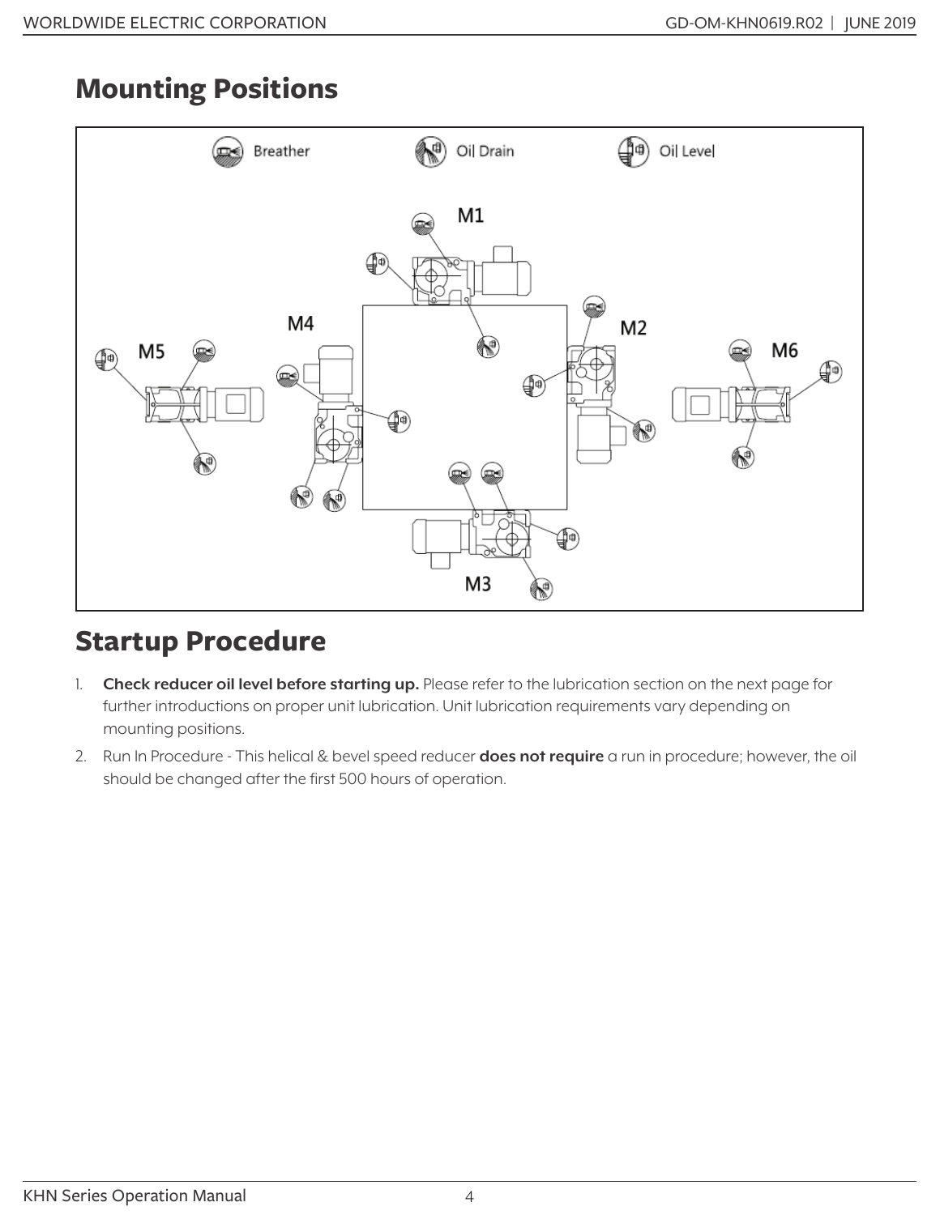## Mounting Positions

Breather Oil Drain Oil Level

M1

M4

M2

M5

M6

M3

## Startup Procedure

1. **Check reducer oil level before starting up.** Please refer to the lubrication section on the next page for further introductions on proper unit lubrication. Unit lubrication requirements vary depending on mounting positions.
2. Run In Procedure - This helical & bevel speed reducer **does not require** a run in procedure; however, the oil should be changed after the first 500 hours of operation.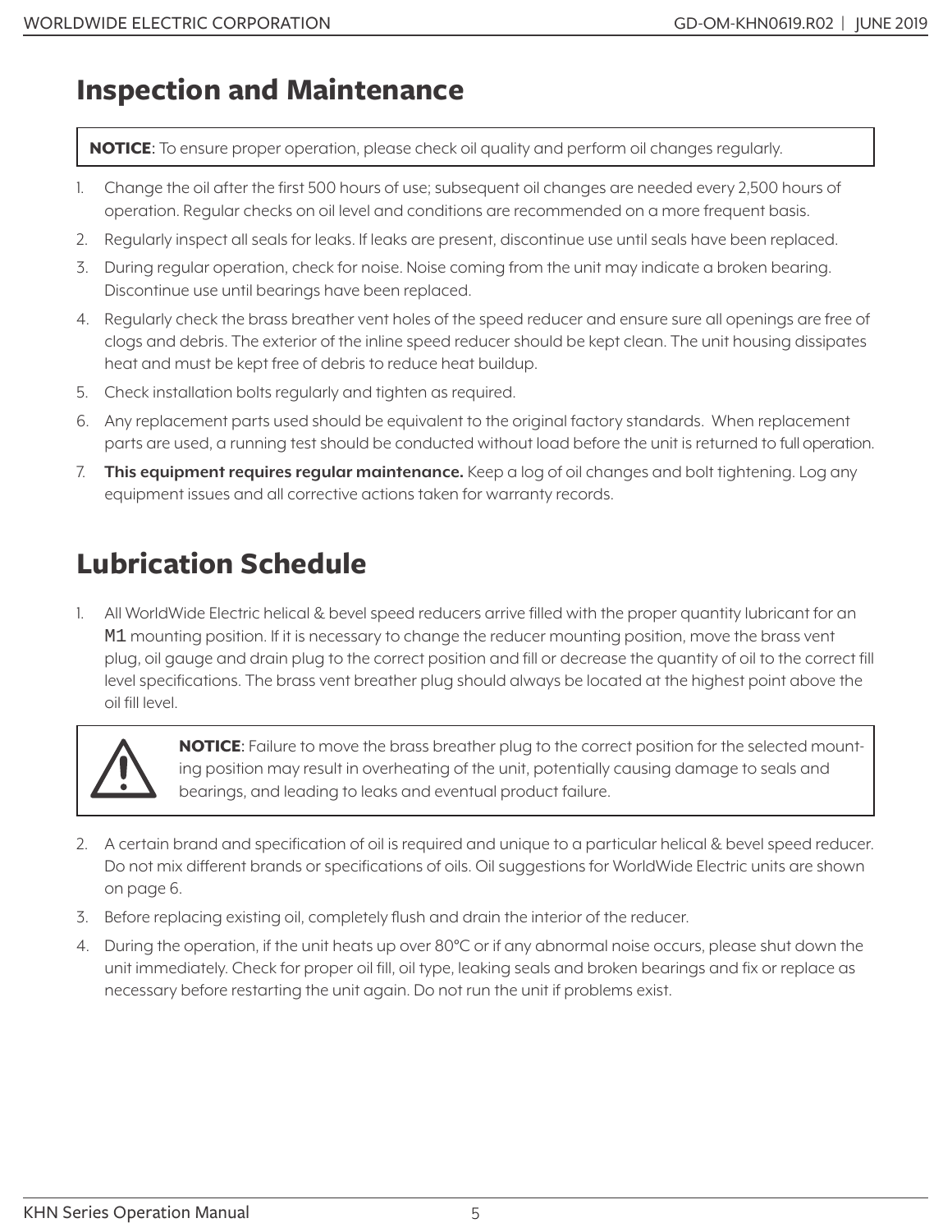## Inspection and Maintenance

**NOTICE**: To ensure proper operation, please check oil quality and perform oil changes regularly.

1. Change the oil after the first 500 hours of use; subsequent oil changes are needed every 2,500 hours of operation. Regular checks on oil level and conditions are recommended on a more frequent basis.
2. Regularly inspect all seals for leaks. If leaks are present, discontinue use until seals have been replaced.
3. During regular operation, check for noise. Noise coming from the unit may indicate a broken bearing. Discontinue use until bearings have been replaced.
4. Regularly check the brass breather vent holes of the speed reducer and ensure sure all openings are free of clogs and debris. The exterior of the inline speed reducer should be kept clean. The unit housing dissipates heat and must be kept free of debris to reduce heat buildup.
5. Check installation bolts regularly and tighten as required.
6. Any replacement parts used should be equivalent to the original factory standards. When replacement parts are used, a running test should be conducted without load before the unit is returned to full operation.
7. **This equipment requires regular maintenance.** Keep a log of oil changes and bolt tightening. Log any equipment issues and all corrective actions taken for warranty records.

## Lubrication Schedule

1. All WorldWide Electric helical & bevel speed reducers arrive filled with the proper quantity lubricant for an M1 mounting position. If it is necessary to change the reducer mounting position, move the brass vent plug, oil gauge and drain plug to the correct position and fill or decrease the quantity of oil to the correct fill level specifications. The brass vent breather plug should always be located at the highest point above the oil fill level.

**NOTICE**: Failure to move the brass breather plug to the correct position for the selected mounting position may result in overheating of the unit, potentially causing damage to seals and bearings, and leading to leaks and eventual product failure.

2. A certain brand and specification of oil is required and unique to a particular helical & bevel speed reducer. Do not mix different brands or specifications of oils. Oil suggestions for WorldWide Electric units are shown on page 6.
3. Before replacing existing oil, completely flush and drain the interior of the reducer.
4. During the operation, if the unit heats up over 80°C or if any abnormal noise occurs, please shut down the unit immediately. Check for proper oil fill, oil type, leaking seals and broken bearings and fix or replace as necessary before restarting the unit again. Do not run the unit if problems exist.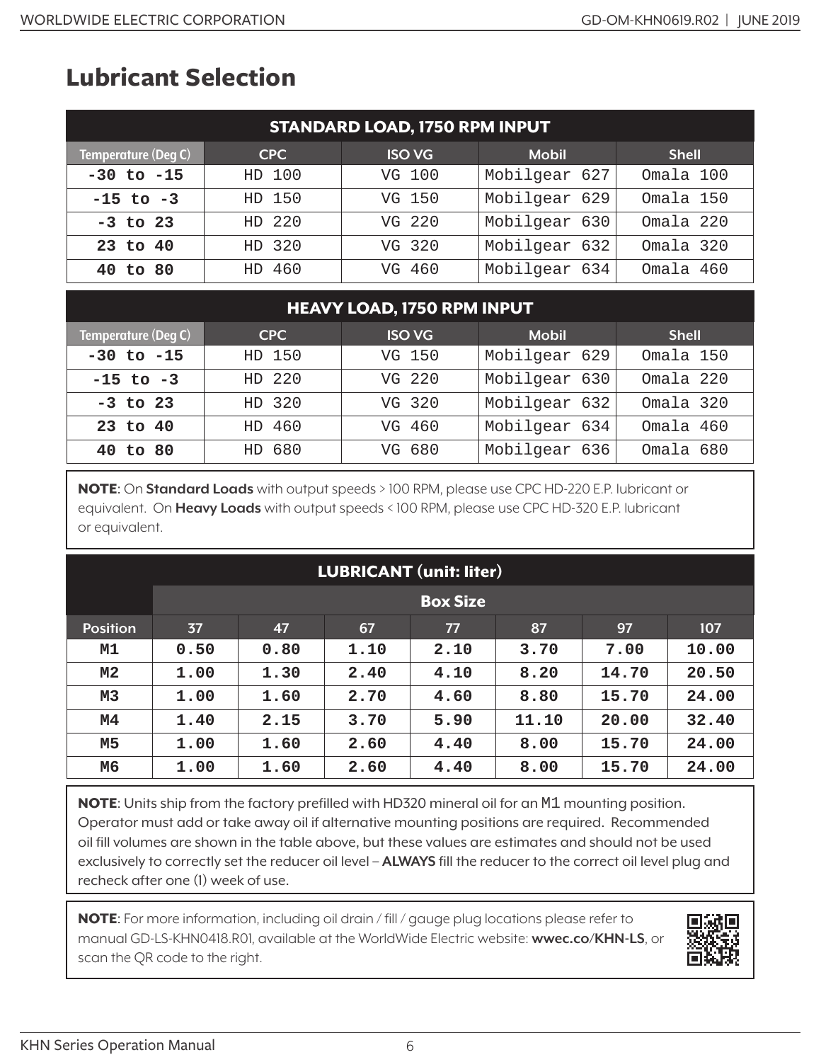## Lubricant Selection

| STANDARD LOAD, 1750 RPM INPUT | | | | |
|---|---|---|---|---|
| Temperature (Deg C) | CPC | ISO VG | Mobil | Shell |
| -30 to -15 | HD 100 | VG 100 | Mobilgear 627 | Omala 100 |
| -15 to -3 | HD 150 | VG 150 | Mobilgear 629 | Omala 150 |
| -3 to 23 | HD 220 | VG 220 | Mobilgear 630 | Omala 220 |
| 23 to 40 | HD 320 | VG 320 | Mobilgear 632 | Omala 320 |
| 40 to 80 | HD 460 | VG 460 | Mobilgear 634 | Omala 460 |

| HEAVY LOAD, 1750 RPM INPUT | | | | |
|---|---|---|---|---|
| Temperature (Deg C) | CPC | ISO VG | Mobil | Shell |
| -30 to -15 | HD 150 | VG 150 | Mobilgear 629 | Omala 150 |
| -15 to -3 | HD 220 | VG 220 | Mobilgear 630 | Omala 220 |
| -3 to 23 | HD 320 | VG 320 | Mobilgear 632 | Omala 320 |
| 23 to 40 | HD 460 | VG 460 | Mobilgear 634 | Omala 460 |
| 40 to 80 | HD 680 | VG 680 | Mobilgear 636 | Omala 680 |

**NOTE**: On **Standard Loads** with output speeds > 100 RPM, please use CPC HD-220 E.P. lubricant or equivalent. On **Heavy Loads** with output speeds < 100 RPM, please use CPC HD-320 E.P. lubricant or equivalent.

| | LUBRICANT (unit: liter) | | | | | | |
|---|---|---|---|---|---|---|---|
| | Box Size | | | | | | |
| Position | 37 | 47 | 67 | 77 | 87 | 97 | 107 |
| M1 | 0.50 | 0.80 | 1.10 | 2.10 | 3.70 | 7.00 | 10.00 |
| M2 | 1.00 | 1.30 | 2.40 | 4.10 | 8.20 | 14.70 | 20.50 |
| M3 | 1.00 | 1.60 | 2.70 | 4.60 | 8.80 | 15.70 | 24.00 |
| M4 | 1.40 | 2.15 | 3.70 | 5.90 | 11.10 | 20.00 | 32.40 |
| M5 | 1.00 | 1.60 | 2.60 | 4.40 | 8.00 | 15.70 | 24.00 |
| M6 | 1.00 | 1.60 | 2.60 | 4.40 | 8.00 | 15.70 | 24.00 |

**NOTE**: Units ship from the factory prefilled with HD320 mineral oil for an M1 mounting position. Operator must add or take away oil if alternative mounting positions are required. Recommended oil fill volumes are shown in the table above, but these values are estimates and should not be used exclusively to correctly set the reducer oil level – **ALWAYS** fill the reducer to the correct oil level plug and recheck after one (1) week of use.

**NOTE**: For more information, including oil drain / fill / gauge plug locations please refer to manual GD-LS-KHN0418.R01, available at the WorldWide Electric website: **wwec.co/KHN-LS**, or scan the QR code to the right.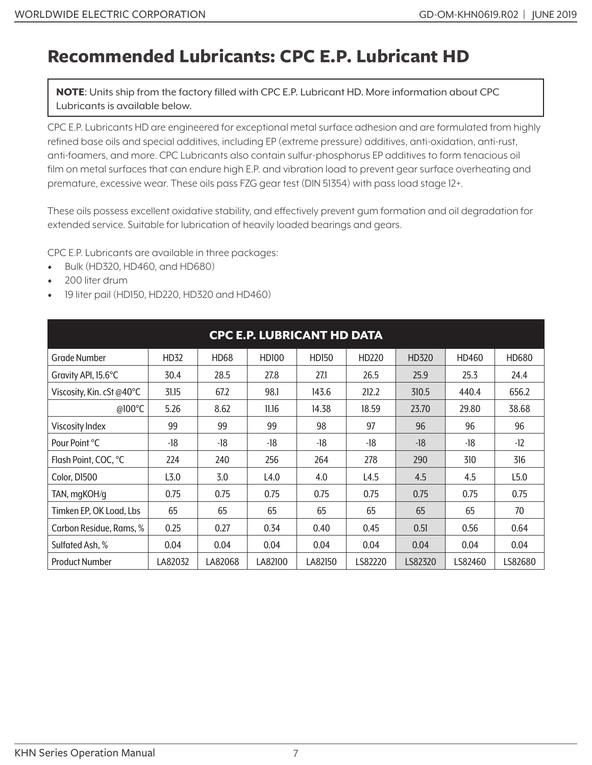# Recommended Lubricants: CPC E.P. Lubricant HD

**NOTE**: Units ship from the factory filled with CPC E.P. Lubricant HD. More information about CPC Lubricants is available below.

CPC E.P. Lubricants HD are engineered for exceptional metal surface adhesion and are formulated from highly refined base oils and special additives, including EP (extreme pressure) additives, anti-oxidation, anti-rust, anti-foamers, and more. CPC Lubricants also contain sulfur-phosphorus EP additives to form tenacious oil film on metal surfaces that can endure high E.P. and vibration load to prevent gear surface overheating and premature, excessive wear. These oils pass FZG gear test (DIN 51354) with pass load stage 12+.

These oils possess excellent oxidative stability, and effectively prevent gum formation and oil degradation for extended service. Suitable for lubrication of heavily loaded bearings and gears.

CPC E.P. Lubricants are available in three packages:

- Bulk (HD320, HD460, and HD680)
- 200 liter drum
- 19 liter pail (HD150, HD220, HD320 and HD460)

| CPC E.P. LUBRICANT HD DATA | | | | | | | | |
|---|---|---|---|---|---|---|---|---|
| Grade Number | HD32 | HD68 | HD100 | HD150 | HD220 | HD320 | HD460 | HD680 |
| Gravity API, 15.6°C | 30.4 | 28.5 | 27.8 | 27.1 | 26.5 | 25.9 | 25.3 | 24.4 |
| Viscosity, Kin. cSt @40°C | 31.15 | 67.2 | 98.1 | 143.6 | 212.2 | 310.5 | 440.4 | 656.2 |
| @100°C | 5.26 | 8.62 | 11.16 | 14.38 | 18.59 | 23.70 | 29.80 | 38.68 |
| Viscosity Index | 99 | 99 | 99 | 98 | 97 | 96 | 96 | 96 |
| Pour Point °C | -18 | -18 | -18 | -18 | -18 | -18 | -18 | -12 |
| Flash Point, COC, °C | 224 | 240 | 256 | 264 | 278 | 290 | 310 | 316 |
| Color, D1500 | L3.0 | 3.0 | L4.0 | 4.0 | L4.5 | 4.5 | 4.5 | L5.0 |
| TAN, mgKOH/g | 0.75 | 0.75 | 0.75 | 0.75 | 0.75 | 0.75 | 0.75 | 0.75 |
| Timken EP, OK Load, Lbs | 65 | 65 | 65 | 65 | 65 | 65 | 65 | 70 |
| Carbon Residue, Rams, % | 0.25 | 0.27 | 0.34 | 0.40 | 0.45 | 0.51 | 0.56 | 0.64 |
| Sulfated Ash, % | 0.04 | 0.04 | 0.04 | 0.04 | 0.04 | 0.04 | 0.04 | 0.04 |
| Product Number | LA82032 | LA82068 | LA82100 | LA82150 | LS82220 | LS82320 | LS82460 | LS82680 |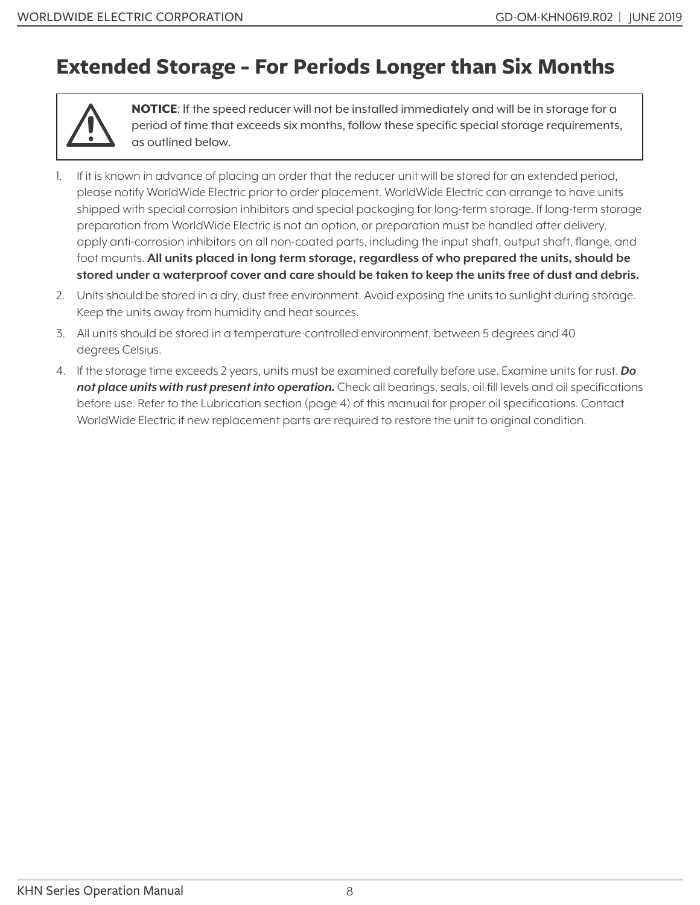# Extended Storage - For Periods Longer than Six Months

**NOTICE**: If the speed reducer will not be installed immediately and will be in storage for a period of time that exceeds six months, follow these specific special storage requirements, as outlined below.

1. If it is known in advance of placing an order that the reducer unit will be stored for an extended period, please notify WorldWide Electric prior to order placement. WorldWide Electric can arrange to have units shipped with special corrosion inhibitors and special packaging for long-term storage. If long-term storage preparation from WorldWide Electric is not an option, or preparation must be handled after delivery, apply anti-corrosion inhibitors on all non-coated parts, including the input shaft, output shaft, flange, and foot mounts. **All units placed in long term storage, regardless of who prepared the units, should be stored under a waterproof cover and care should be taken to keep the units free of dust and debris.**
2. Units should be stored in a dry, dust free environment. Avoid exposing the units to sunlight during storage. Keep the units away from humidity and heat sources.
3. All units should be stored in a temperature-controlled environment, between 5 degrees and 40 degrees Celsius.
4. If the storage time exceeds 2 years, units must be examined carefully before use. Examine units for rust. ***Do not place units with rust present into operation.*** Check all bearings, seals, oil fill levels and oil specifications before use. Refer to the Lubrication section (page 4) of this manual for proper oil specifications. Contact WorldWide Electric if new replacement parts are required to restore the unit to original condition.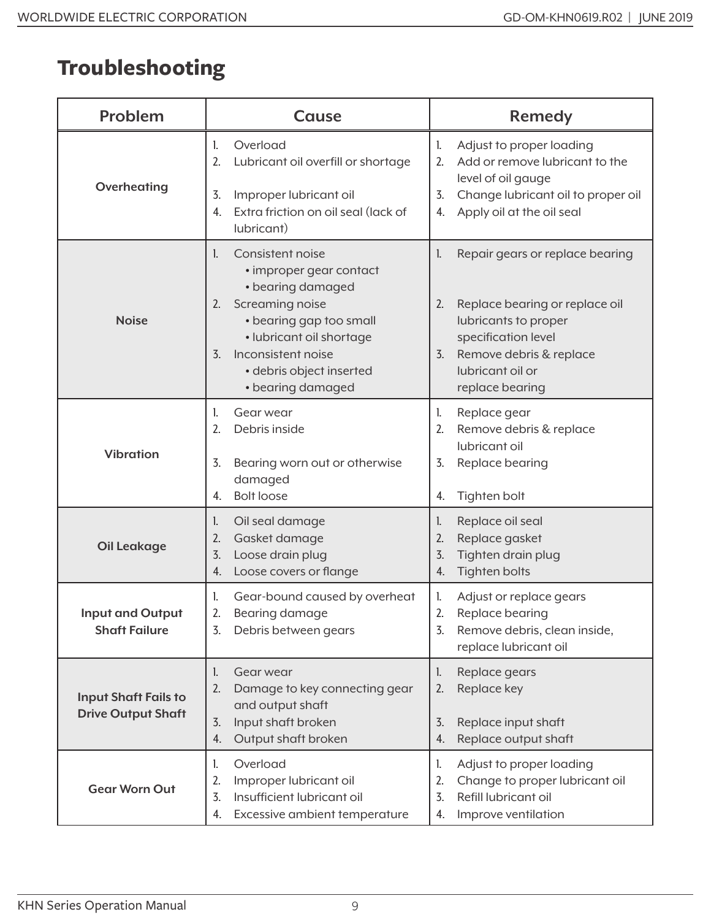# Troubleshooting

| Problem | Cause | Remedy |
|---|---|---|
| **Overheating** | 1. Overload<br>2. Lubricant oil overfill or shortage<br>3. Improper lubricant oil<br>4. Extra friction on oil seal (lack of lubricant) | 1. Adjust to proper loading<br>2. Add or remove lubricant to the level of oil gauge<br>3. Change lubricant oil to proper oil<br>4. Apply oil at the oil seal |
| **Noise** | 1. Consistent noise<br>• improper gear contact<br>• bearing damaged<br>2. Screaming noise<br>• bearing gap too small<br>• lubricant oil shortage<br>3. Inconsistent noise<br>• debris object inserted<br>• bearing damaged | 1. Repair gears or replace bearing<br>2. Replace bearing or replace oil lubricants to proper specification level<br>3. Remove debris & replace lubricant oil or replace bearing |
| **Vibration** | 1. Gear wear<br>2. Debris inside<br>3. Bearing worn out or otherwise damaged<br>4. Bolt loose | 1. Replace gear<br>2. Remove debris & replace lubricant oil<br>3. Replace bearing<br>4. Tighten bolt |
| **Oil Leakage** | 1. Oil seal damage<br>2. Gasket damage<br>3. Loose drain plug<br>4. Loose covers or flange | 1. Replace oil seal<br>2. Replace gasket<br>3. Tighten drain plug<br>4. Tighten bolts |
| **Input and Output Shaft Failure** | 1. Gear-bound caused by overheat<br>2. Bearing damage<br>3. Debris between gears | 1. Adjust or replace gears<br>2. Replace bearing<br>3. Remove debris, clean inside, replace lubricant oil |
| **Input Shaft Fails to Drive Output Shaft** | 1. Gear wear<br>2. Damage to key connecting gear and output shaft<br>3. Input shaft broken<br>4. Output shaft broken | 1. Replace gears<br>2. Replace key<br>3. Replace input shaft<br>4. Replace output shaft |
| **Gear Worn Out** | 1. Overload<br>2. Improper lubricant oil<br>3. Insufficient lubricant oil<br>4. Excessive ambient temperature | 1. Adjust to proper loading<br>2. Change to proper lubricant oil<br>3. Refill lubricant oil<br>4. Improve ventilation |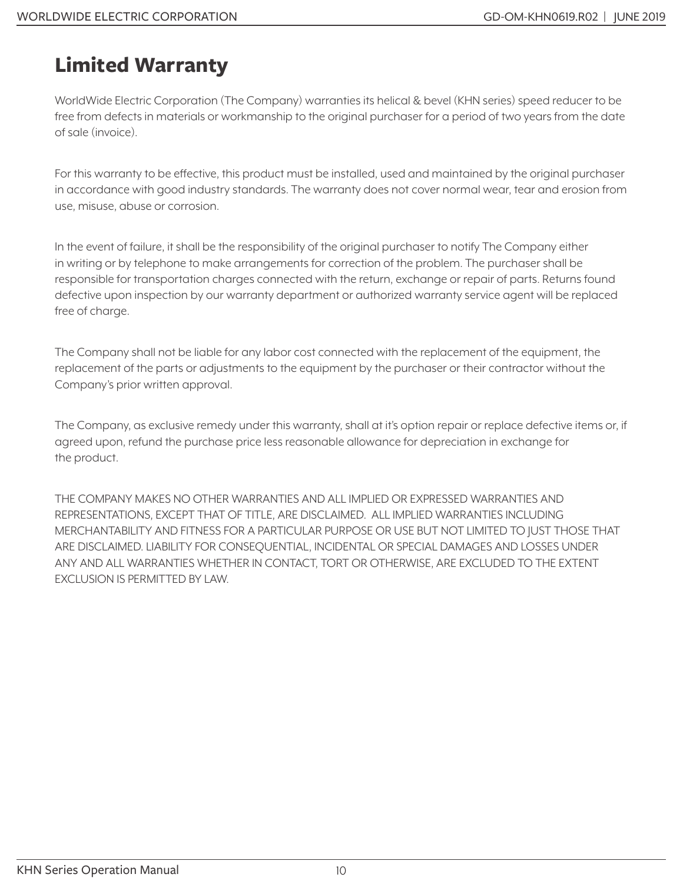# Limited Warranty

WorldWide Electric Corporation (The Company) warranties its helical & bevel (KHN series) speed reducer to be free from defects in materials or workmanship to the original purchaser for a period of two years from the date of sale (invoice).

For this warranty to be effective, this product must be installed, used and maintained by the original purchaser in accordance with good industry standards. The warranty does not cover normal wear, tear and erosion from use, misuse, abuse or corrosion.

In the event of failure, it shall be the responsibility of the original purchaser to notify The Company either in writing or by telephone to make arrangements for correction of the problem. The purchaser shall be responsible for transportation charges connected with the return, exchange or repair of parts. Returns found defective upon inspection by our warranty department or authorized warranty service agent will be replaced free of charge.

The Company shall not be liable for any labor cost connected with the replacement of the equipment, the replacement of the parts or adjustments to the equipment by the purchaser or their contractor without the Company's prior written approval.

The Company, as exclusive remedy under this warranty, shall at it's option repair or replace defective items or, if agreed upon, refund the purchase price less reasonable allowance for depreciation in exchange for the product.

THE COMPANY MAKES NO OTHER WARRANTIES AND ALL IMPLIED OR EXPRESSED WARRANTIES AND REPRESENTATIONS, EXCEPT THAT OF TITLE, ARE DISCLAIMED. ALL IMPLIED WARRANTIES INCLUDING MERCHANTABILITY AND FITNESS FOR A PARTICULAR PURPOSE OR USE BUT NOT LIMITED TO JUST THOSE THAT ARE DISCLAIMED. LIABILITY FOR CONSEQUENTIAL, INCIDENTAL OR SPECIAL DAMAGES AND LOSSES UNDER ANY AND ALL WARRANTIES WHETHER IN CONTACT, TORT OR OTHERWISE, ARE EXCLUDED TO THE EXTENT EXCLUSION IS PERMITTED BY LAW.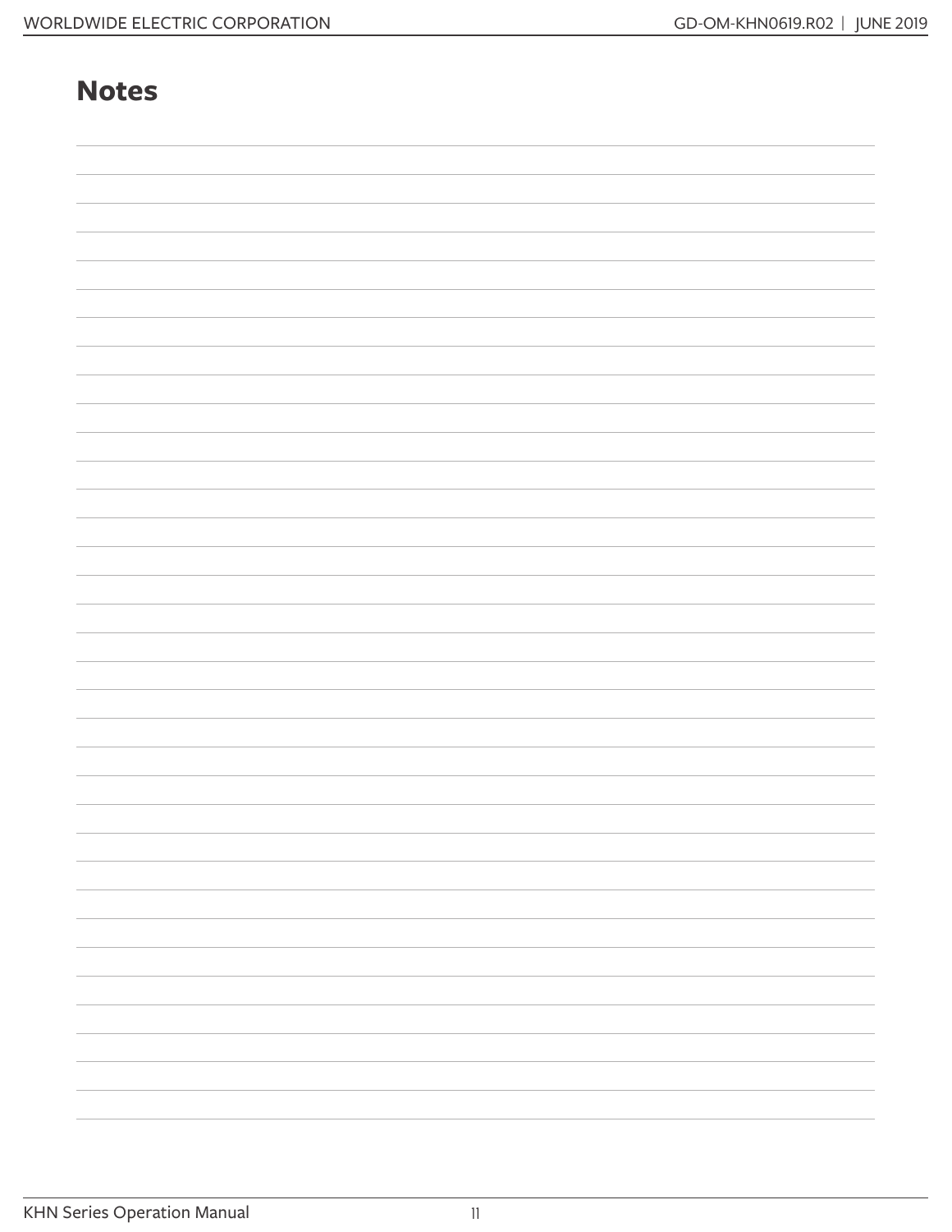# Notes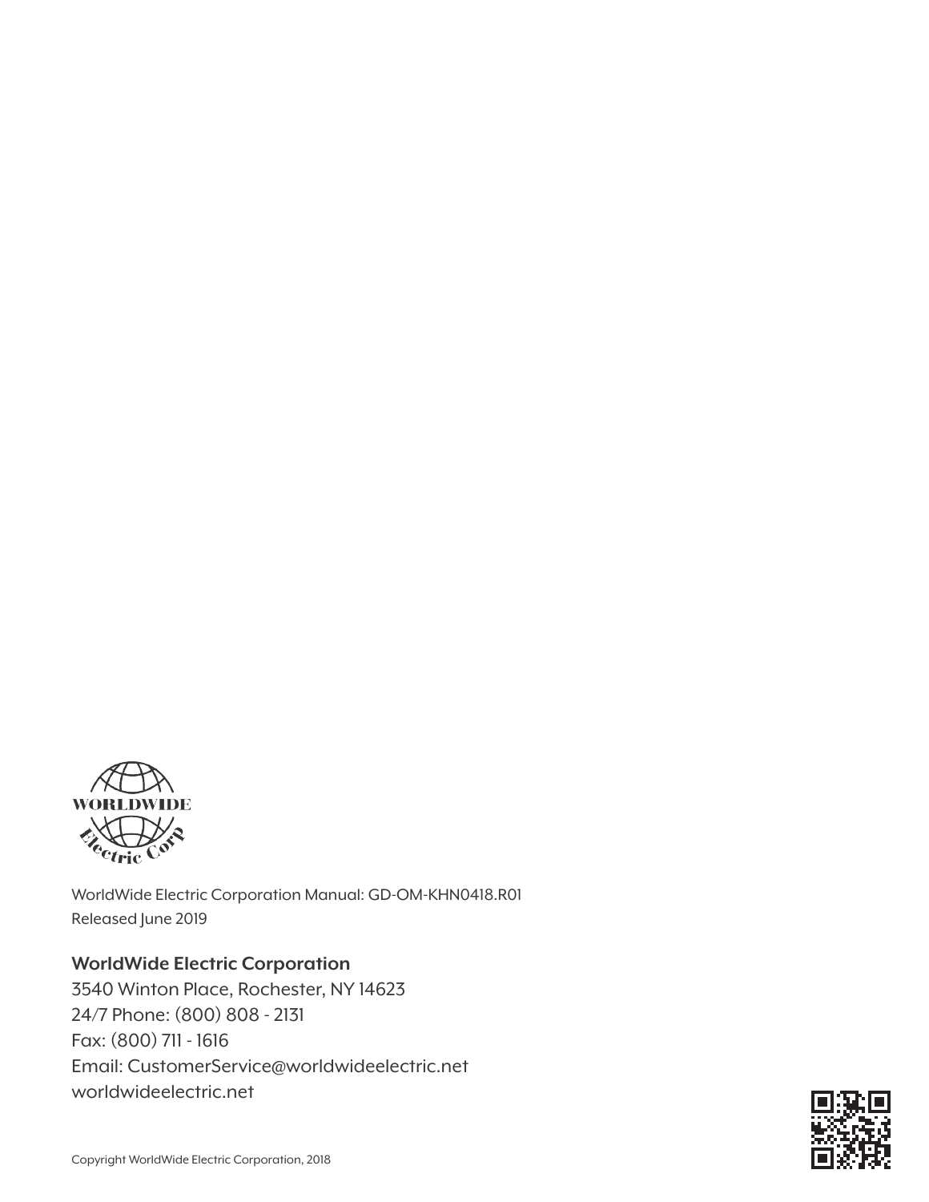WORLDWIDE

Electric Corp

WorldWide Electric Corporation Manual: GD-OM-KHN0418.R01
Released June 2019

**WorldWide Electric Corporation**
3540 Winton Place, Rochester, NY 14623
24/7 Phone: (800) 808 - 2131
Fax: (800) 711 - 1616
Email: CustomerService@worldwideelectric.net
worldwideelectric.net

Copyright WorldWide Electric Corporation, 2018